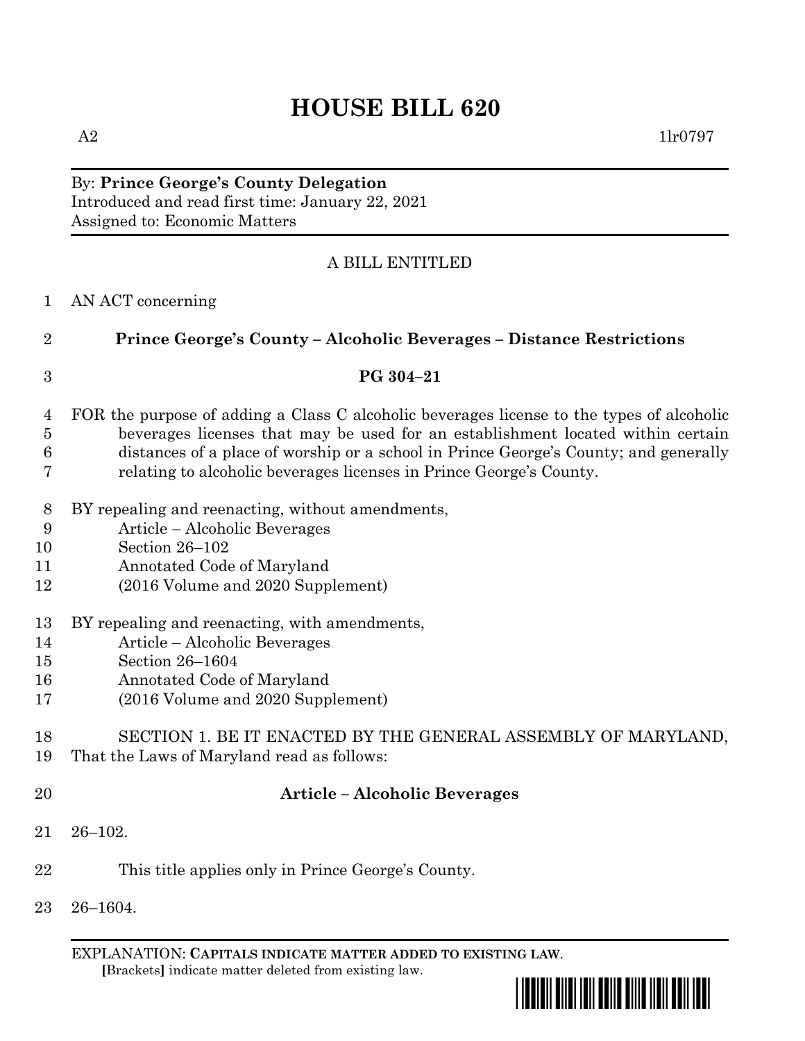# HOUSE BILL 620

A2 1lr0797

By: **Prince George's County Delegation**
Introduced and read first time: January 22, 2021
Assigned to: Economic Matters

A BILL ENTITLED

AN ACT concerning

**Prince George's County – Alcoholic Beverages – Distance Restrictions**

**PG 304–21**

FOR the purpose of adding a Class C alcoholic beverages license to the types of alcoholic beverages licenses that may be used for an establishment located within certain distances of a place of worship or a school in Prince George's County; and generally relating to alcoholic beverages licenses in Prince George's County.

BY repealing and reenacting, without amendments,
Article – Alcoholic Beverages
Section 26–102
Annotated Code of Maryland
(2016 Volume and 2020 Supplement)

BY repealing and reenacting, with amendments,
Article – Alcoholic Beverages
Section 26–1604
Annotated Code of Maryland
(2016 Volume and 2020 Supplement)

SECTION 1. BE IT ENACTED BY THE GENERAL ASSEMBLY OF MARYLAND, That the Laws of Maryland read as follows:

**Article – Alcoholic Beverages**

26–102.

This title applies only in Prince George's County.

26–1604.

EXPLANATION: **CAPITALS INDICATE MATTER ADDED TO EXISTING LAW**.
**[**Brackets**]** indicate matter deleted from existing law.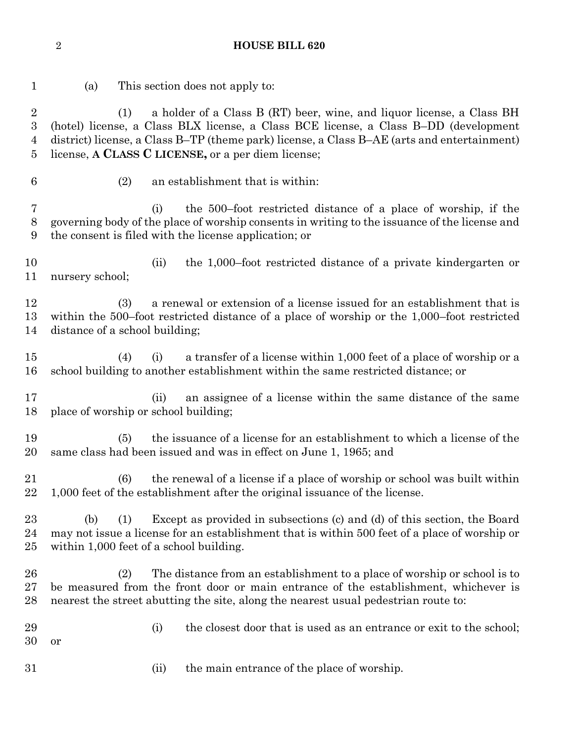(a) This section does not apply to:

(1) a holder of a Class B (RT) beer, wine, and liquor license, a Class BH (hotel) license, a Class BLX license, a Class BCE license, a Class B–DD (development district) license, a Class B–TP (theme park) license, a Class B–AE (arts and entertainment) license, **A CLASS C LICENSE,** or a per diem license;

(2) an establishment that is within:

(i) the 500–foot restricted distance of a place of worship, if the governing body of the place of worship consents in writing to the issuance of the license and the consent is filed with the license application; or

(ii) the 1,000–foot restricted distance of a private kindergarten or nursery school;

(3) a renewal or extension of a license issued for an establishment that is within the 500–foot restricted distance of a place of worship or the 1,000–foot restricted distance of a school building;

(4) (i) a transfer of a license within 1,000 feet of a place of worship or a school building to another establishment within the same restricted distance; or

(ii) an assignee of a license within the same distance of the same place of worship or school building;

(5) the issuance of a license for an establishment to which a license of the same class had been issued and was in effect on June 1, 1965; and

(6) the renewal of a license if a place of worship or school was built within 1,000 feet of the establishment after the original issuance of the license.

(b) (1) Except as provided in subsections (c) and (d) of this section, the Board may not issue a license for an establishment that is within 500 feet of a place of worship or within 1,000 feet of a school building.

(2) The distance from an establishment to a place of worship or school is to be measured from the front door or main entrance of the establishment, whichever is nearest the street abutting the site, along the nearest usual pedestrian route to:

(i) the closest door that is used as an entrance or exit to the school; or

(ii) the main entrance of the place of worship.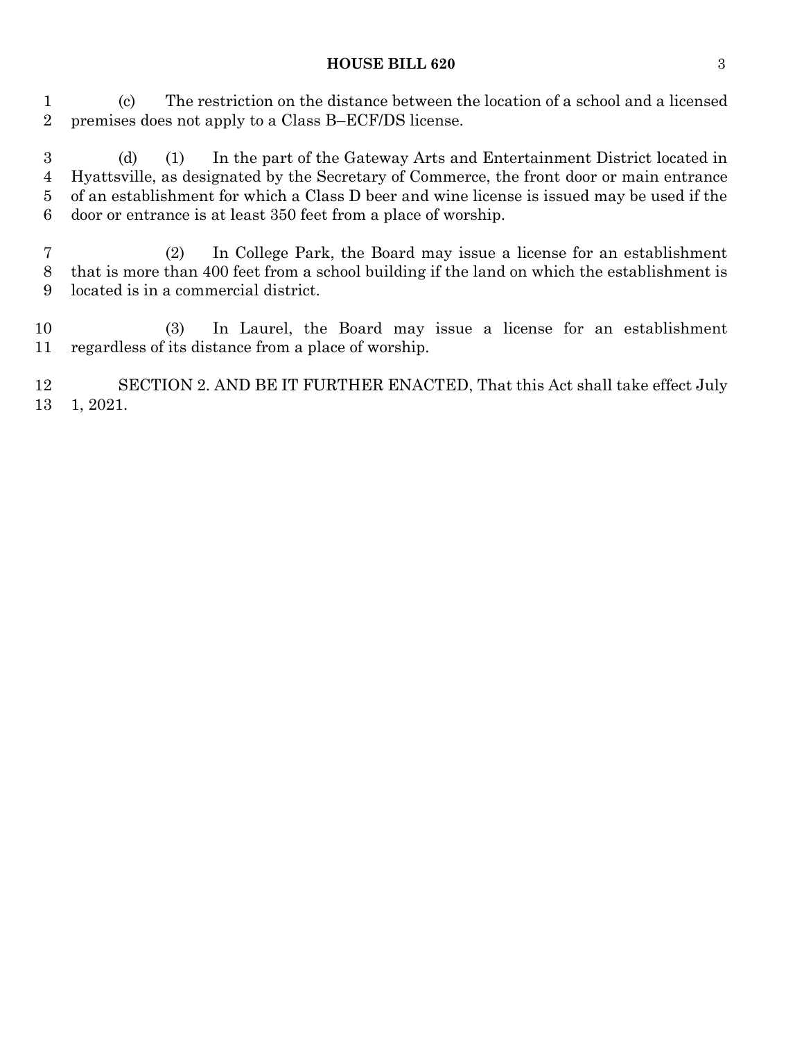(c) The restriction on the distance between the location of a school and a licensed premises does not apply to a Class B–ECF/DS license.

(d) (1) In the part of the Gateway Arts and Entertainment District located in Hyattsville, as designated by the Secretary of Commerce, the front door or main entrance of an establishment for which a Class D beer and wine license is issued may be used if the door or entrance is at least 350 feet from a place of worship.

(2) In College Park, the Board may issue a license for an establishment that is more than 400 feet from a school building if the land on which the establishment is located is in a commercial district.

(3) In Laurel, the Board may issue a license for an establishment regardless of its distance from a place of worship.

SECTION 2. AND BE IT FURTHER ENACTED, That this Act shall take effect July 1, 2021.